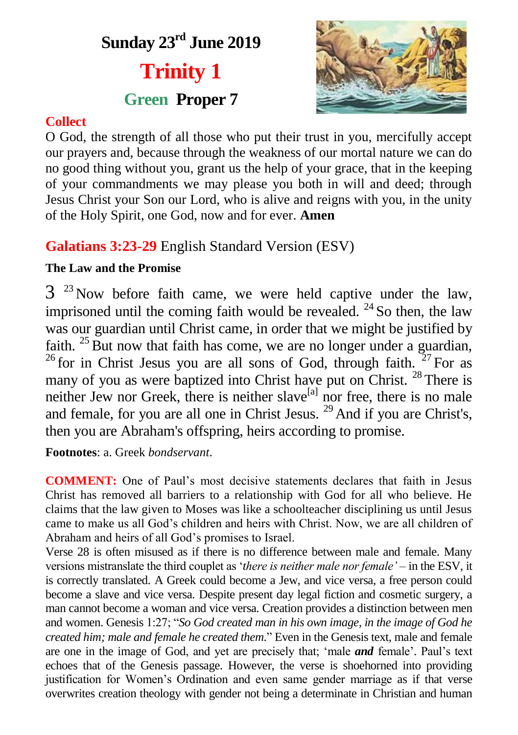# Sunday 23rd June 2019

## Trinity 1

### Green Proper 7

**Collect**

O God, the strength of all those who put their trust in you, mercifully accept our prayers and, because through the weakness of our mortal nature we can do no good thing without you, grant us the help of your grace, that in the keeping of your commandments we may please you both in will and deed; through Jesus Christ your Son our Lord, who is alive and reigns with you, in the unity of the Holy Spirit, one God, now and for ever. **Amen**

## Galatians 3:23-29 English Standard Version (ESV)

**The Law and the Promise**

3 [23] Now before faith came, we were held captive under the law, imprisoned until the coming faith would be revealed. [24] So then, the law was our guardian until Christ came, in order that we might be justified by faith. [25] But now that faith has come, we are no longer under a guardian, [26] for in Christ Jesus you are all sons of God, through faith. [27] For as many of you as were baptized into Christ have put on Christ. [28] There is neither Jew nor Greek, there is neither slave[a] nor free, there is no male and female, for you are all one in Christ Jesus. [29] And if you are Christ's, then you are Abraham's offspring, heirs according to promise.

**Footnotes**: a. Greek *bondservant*.

**COMMENT:** One of Paul's most decisive statements declares that faith in Jesus Christ has removed all barriers to a relationship with God for all who believe. He claims that the law given to Moses was like a schoolteacher disciplining us until Jesus came to make us all God's children and heirs with Christ. Now, we are all children of Abraham and heirs of all God's promises to Israel.

Verse 28 is often misused as if there is no difference between male and female. Many versions mistranslate the third couplet as '*there is neither male nor female'* – in the ESV, it is correctly translated. A Greek could become a Jew, and vice versa, a free person could become a slave and vice versa. Despite present day legal fiction and cosmetic surgery, a man cannot become a woman and vice versa. Creation provides a distinction between men and women. Genesis 1:27; "*So God created man in his own image, in the image of God he created him; male and female he created them.*" Even in the Genesis text, male and female are one in the image of God, and yet are precisely that; 'male ***and*** female'. Paul's text echoes that of the Genesis passage. However, the verse is shoehorned into providing justification for Women's Ordination and even same gender marriage as if that verse overwrites creation theology with gender not being a determinate in Christian and human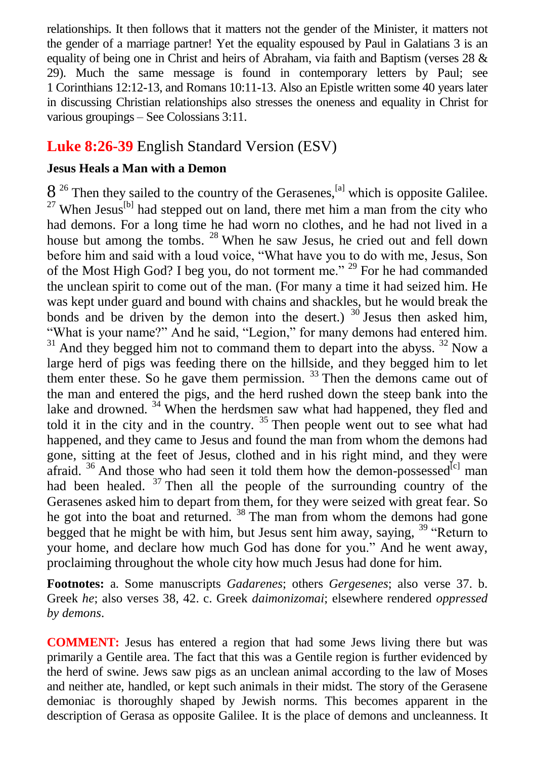relationships. It then follows that it matters not the gender of the Minister, it matters not the gender of a marriage partner! Yet the equality espoused by Paul in Galatians 3 is an equality of being one in Christ and heirs of Abraham, via faith and Baptism (verses 28 & 29). Much the same message is found in contemporary letters by Paul; see 1 Corinthians 12:12-13, and Romans 10:11-13. Also an Epistle written some 40 years later in discussing Christian relationships also stresses the oneness and equality in Christ for various groupings – See Colossians 3:11.

## Luke 8:26-39 English Standard Version (ESV)

### Jesus Heals a Man with a Demon

8 [26] Then they sailed to the country of the Gerasenes,[a] which is opposite Galilee. [27] When Jesus[b] had stepped out on land, there met him a man from the city who had demons. For a long time he had worn no clothes, and he had not lived in a house but among the tombs. [28] When he saw Jesus, he cried out and fell down before him and said with a loud voice, “What have you to do with me, Jesus, Son of the Most High God? I beg you, do not torment me.” [29] For he had commanded the unclean spirit to come out of the man. (For many a time it had seized him. He was kept under guard and bound with chains and shackles, but he would break the bonds and be driven by the demon into the desert.) [30] Jesus then asked him, “What is your name?” And he said, “Legion,” for many demons had entered him. [31] And they begged him not to command them to depart into the abyss. [32] Now a large herd of pigs was feeding there on the hillside, and they begged him to let them enter these. So he gave them permission. [33] Then the demons came out of the man and entered the pigs, and the herd rushed down the steep bank into the lake and drowned. [34] When the herdsmen saw what had happened, they fled and told it in the city and in the country. [35] Then people went out to see what had happened, and they came to Jesus and found the man from whom the demons had gone, sitting at the feet of Jesus, clothed and in his right mind, and they were afraid. [36] And those who had seen it told them how the demon-possessed[c] man had been healed. [37] Then all the people of the surrounding country of the Gerasenes asked him to depart from them, for they were seized with great fear. So he got into the boat and returned. [38] The man from whom the demons had gone begged that he might be with him, but Jesus sent him away, saying, [39] “Return to your home, and declare how much God has done for you.” And he went away, proclaiming throughout the whole city how much Jesus had done for him.

**Footnotes:** a. Some manuscripts *Gadarenes*; others *Gergesenes*; also verse 37. b. Greek *he*; also verses 38, 42. c. Greek *daimonizomai*; elsewhere rendered *oppressed by demons*.

**COMMENT:** Jesus has entered a region that had some Jews living there but was primarily a Gentile area. The fact that this was a Gentile region is further evidenced by the herd of swine. Jews saw pigs as an unclean animal according to the law of Moses and neither ate, handled, or kept such animals in their midst. The story of the Gerasene demoniac is thoroughly shaped by Jewish norms. This becomes apparent in the description of Gerasa as opposite Galilee. It is the place of demons and uncleanness. It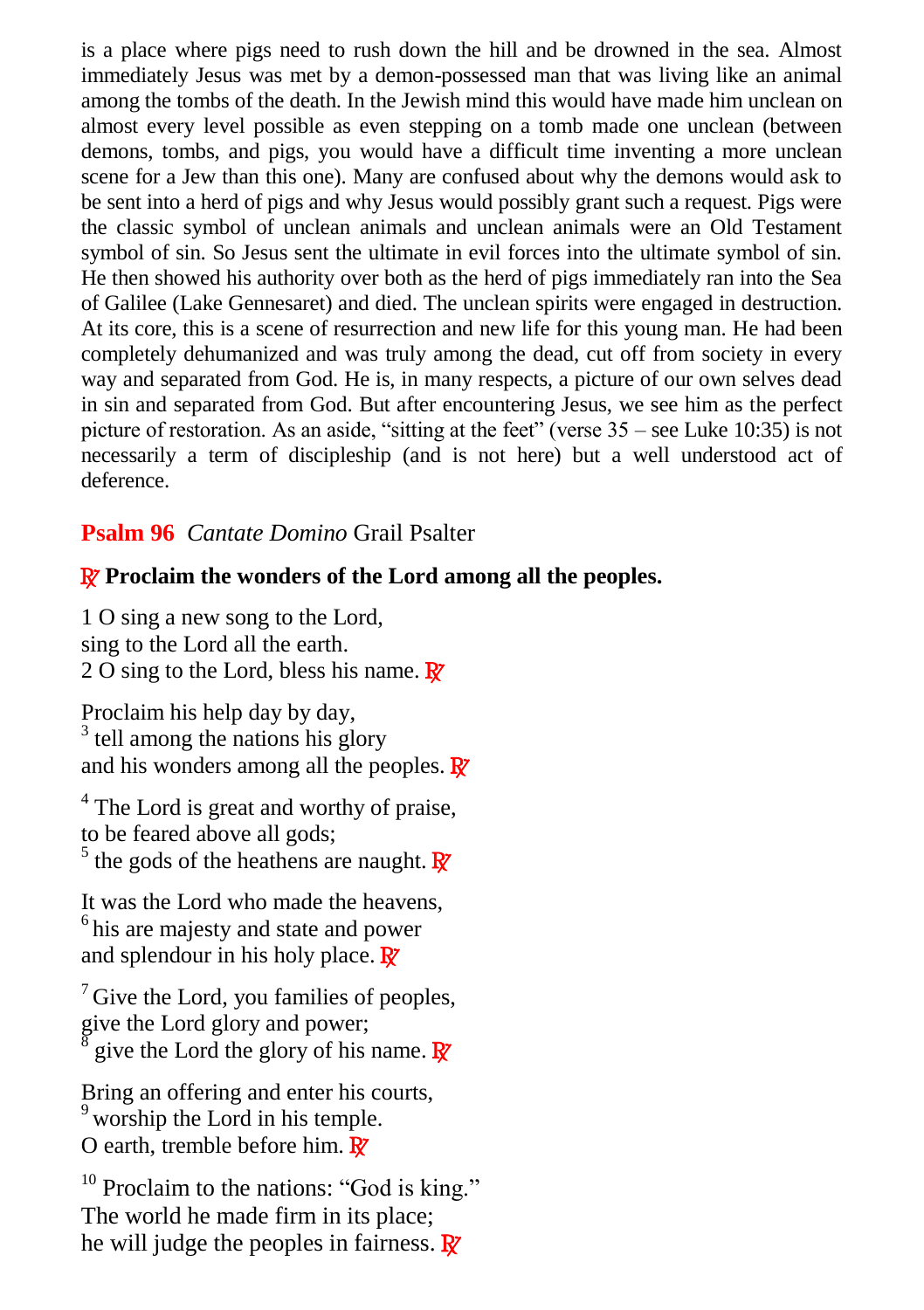is a place where pigs need to rush down the hill and be drowned in the sea. Almost immediately Jesus was met by a demon-possessed man that was living like an animal among the tombs of the death. In the Jewish mind this would have made him unclean on almost every level possible as even stepping on a tomb made one unclean (between demons, tombs, and pigs, you would have a difficult time inventing a more unclean scene for a Jew than this one). Many are confused about why the demons would ask to be sent into a herd of pigs and why Jesus would possibly grant such a request. Pigs were the classic symbol of unclean animals and unclean animals were an Old Testament symbol of sin. So Jesus sent the ultimate in evil forces into the ultimate symbol of sin. He then showed his authority over both as the herd of pigs immediately ran into the Sea of Galilee (Lake Gennesaret) and died. The unclean spirits were engaged in destruction. At its core, this is a scene of resurrection and new life for this young man. He had been completely dehumanized and was truly among the dead, cut off from society in every way and separated from God. He is, in many respects, a picture of our own selves dead in sin and separated from God. But after encountering Jesus, we see him as the perfect picture of restoration. As an aside, "sitting at the feet" (verse 35 – see Luke 10:35) is not necessarily a term of discipleship (and is not here) but a well understood act of deference.

## **Psalm 96** *Cantate Domino* Grail Psalter

**℟ Proclaim the wonders of the Lord among all the peoples.**

1 O sing a new song to the Lord,
sing to the Lord all the earth.
2 O sing to the Lord, bless his name. ℟

Proclaim his help day by day,
3 tell among the nations his glory
and his wonders among all the peoples. ℟

4 The Lord is great and worthy of praise,
to be feared above all gods;
5 the gods of the heathens are naught. ℟

It was the Lord who made the heavens,
6 his are majesty and state and power
and splendour in his holy place. ℟

7 Give the Lord, you families of peoples,
give the Lord glory and power;
8 give the Lord the glory of his name. ℟

Bring an offering and enter his courts,
9 worship the Lord in his temple.
O earth, tremble before him. ℟

10 Proclaim to the nations: "God is king."
The world he made firm in its place;
he will judge the peoples in fairness. ℟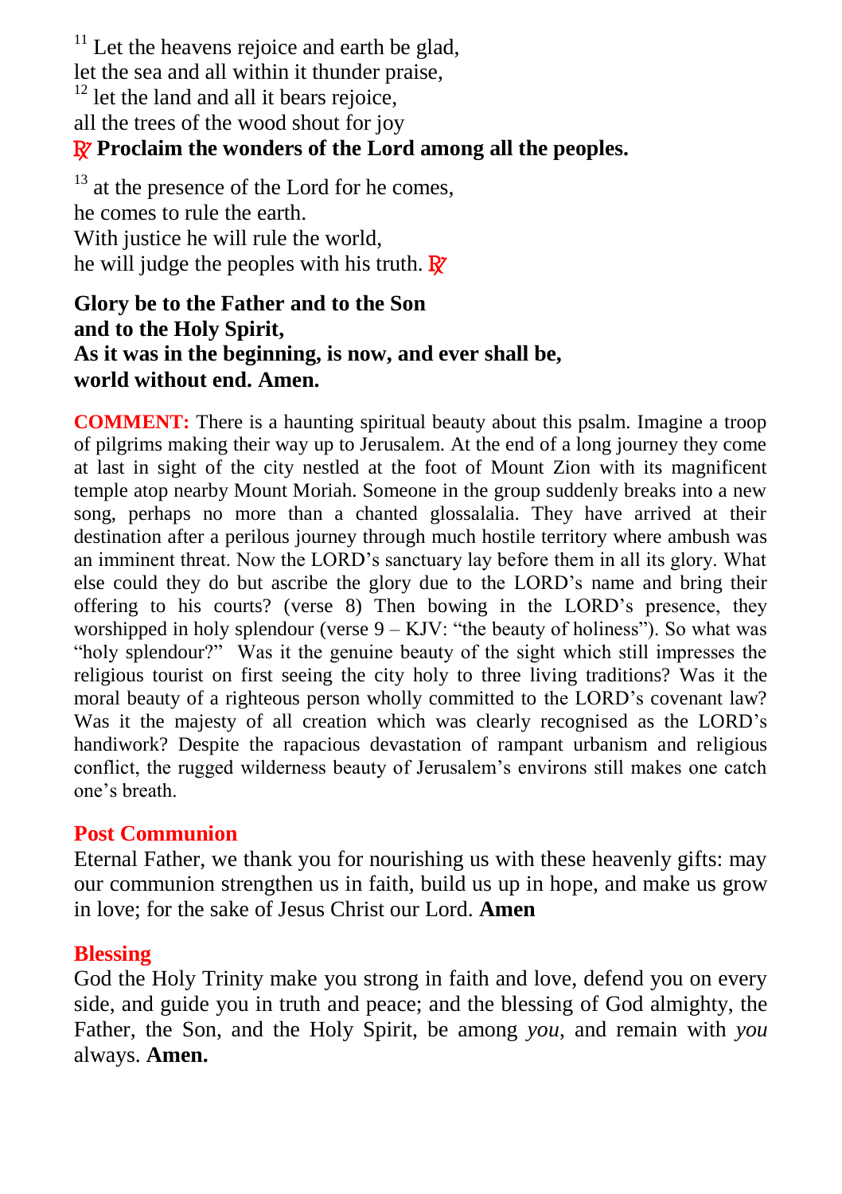[11] Let the heavens rejoice and earth be glad,
let the sea and all within it thunder praise,
[12] let the land and all it bears rejoice,
all the trees of the wood shout for joy
℟ **Proclaim the wonders of the Lord among all the peoples.**

[13] at the presence of the Lord for he comes,
he comes to rule the earth.
With justice he will rule the world,
he will judge the peoples with his truth. ℟

**Glory be to the Father and to the Son**
**and to the Holy Spirit,**
**As it was in the beginning, is now, and ever shall be,**
**world without end. Amen.**

**COMMENT:** There is a haunting spiritual beauty about this psalm. Imagine a troop of pilgrims making their way up to Jerusalem. At the end of a long journey they come at last in sight of the city nestled at the foot of Mount Zion with its magnificent temple atop nearby Mount Moriah. Someone in the group suddenly breaks into a new song, perhaps no more than a chanted glossalalia. They have arrived at their destination after a perilous journey through much hostile territory where ambush was an imminent threat. Now the LORD's sanctuary lay before them in all its glory. What else could they do but ascribe the glory due to the LORD's name and bring their offering to his courts? (verse 8) Then bowing in the LORD's presence, they worshipped in holy splendour (verse 9 – KJV: "the beauty of holiness"). So what was "holy splendour?" Was it the genuine beauty of the sight which still impresses the religious tourist on first seeing the city holy to three living traditions? Was it the moral beauty of a righteous person wholly committed to the LORD's covenant law? Was it the majesty of all creation which was clearly recognised as the LORD's handiwork? Despite the rapacious devastation of rampant urbanism and religious conflict, the rugged wilderness beauty of Jerusalem's environs still makes one catch one's breath.

## Post Communion

Eternal Father, we thank you for nourishing us with these heavenly gifts: may our communion strengthen us in faith, build us up in hope, and make us grow in love; for the sake of Jesus Christ our Lord. **Amen**

## Blessing

God the Holy Trinity make you strong in faith and love, defend you on every side, and guide you in truth and peace; and the blessing of God almighty, the Father, the Son, and the Holy Spirit, be among *you*, and remain with *you* always. **Amen.**